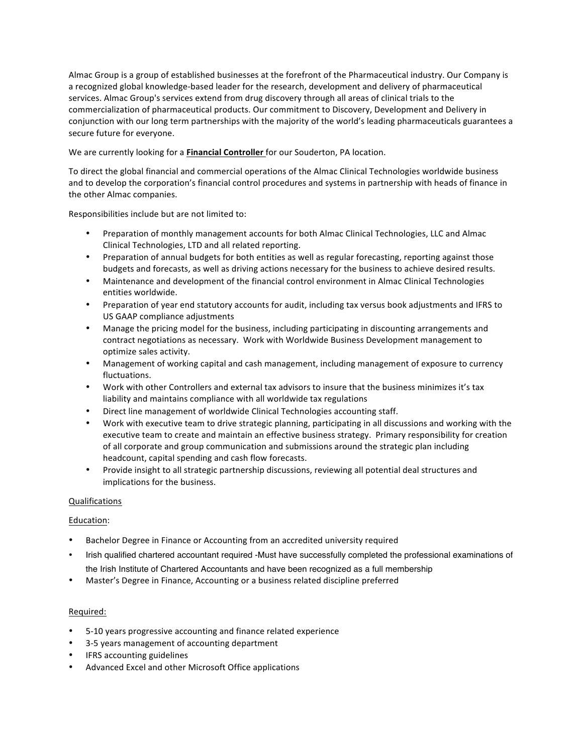Almac Group is a group of established businesses at the forefront of the Pharmaceutical industry. Our Company is a recognized global knowledge-based leader for the research, development and delivery of pharmaceutical services. Almac Group's services extend from drug discovery through all areas of clinical trials to the commercialization of pharmaceutical products. Our commitment to Discovery, Development and Delivery in conjunction with our long term partnerships with the majority of the world's leading pharmaceuticals guarantees a secure future for everyone.

We are currently looking for a **Financial Controller** for our Souderton, PA location.

To direct the global financial and commercial operations of the Almac Clinical Technologies worldwide business and to develop the corporation's financial control procedures and systems in partnership with heads of finance in the other Almac companies.

Responsibilities include but are not limited to:

- Preparation of monthly management accounts for both Almac Clinical Technologies, LLC and Almac Clinical Technologies, LTD and all related reporting.
- Preparation of annual budgets for both entities as well as regular forecasting, reporting against those budgets and forecasts, as well as driving actions necessary for the business to achieve desired results.
- Maintenance and development of the financial control environment in Almac Clinical Technologies entities worldwide.
- Preparation of year end statutory accounts for audit, including tax versus book adjustments and IFRS to US GAAP compliance adjustments
- Manage the pricing model for the business, including participating in discounting arrangements and contract negotiations as necessary. Work with Worldwide Business Development management to optimize sales activity.
- Management of working capital and cash management, including management of exposure to currency fluctuations.
- Work with other Controllers and external tax advisors to insure that the business minimizes it's tax liability and maintains compliance with all worldwide tax regulations
- Direct line management of worldwide Clinical Technologies accounting staff.
- Work with executive team to drive strategic planning, participating in all discussions and working with the executive team to create and maintain an effective business strategy. Primary responsibility for creation of all corporate and group communication and submissions around the strategic plan including headcount, capital spending and cash flow forecasts.
- Provide insight to all strategic partnership discussions, reviewing all potential deal structures and implications for the business.

Qualifications

Education:

- Bachelor Degree in Finance or Accounting from an accredited university required
- Irish qualified chartered accountant required -Must have successfully completed the professional examinations of the Irish Institute of Chartered Accountants and have been recognized as a full membership
- Master's Degree in Finance, Accounting or a business related discipline preferred

Required:

- 5-10 years progressive accounting and finance related experience
- 3-5 years management of accounting department
- IFRS accounting guidelines
- Advanced Excel and other Microsoft Office applications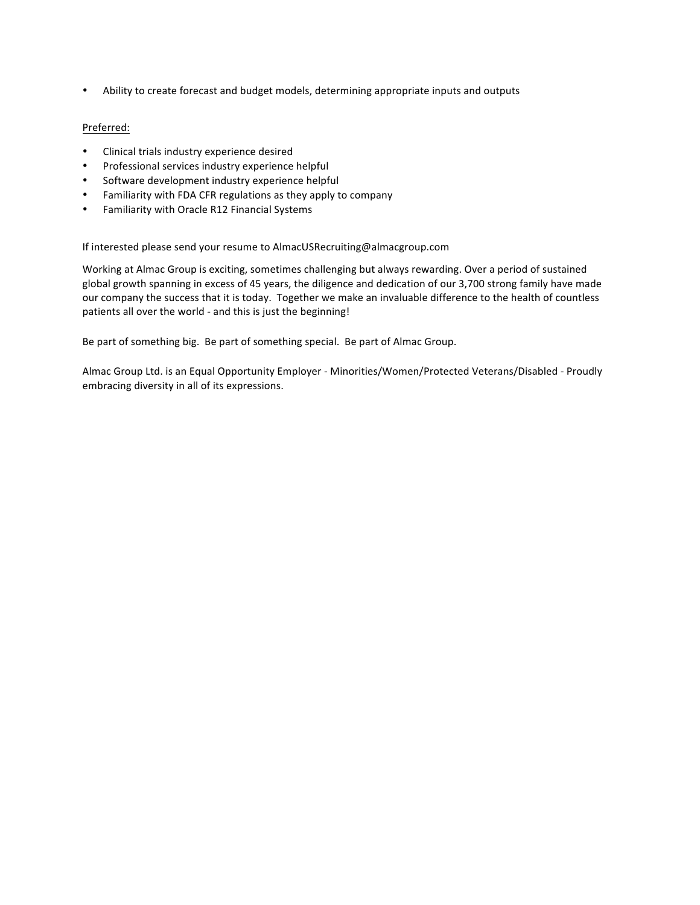- Ability to create forecast and budget models, determining appropriate inputs and outputs

Preferred:

- Clinical trials industry experience desired
- Professional services industry experience helpful
- Software development industry experience helpful
- Familiarity with FDA CFR regulations as they apply to company
- Familiarity with Oracle R12 Financial Systems

If interested please send your resume to AlmacUSRecruiting@almacgroup.com

Working at Almac Group is exciting, sometimes challenging but always rewarding. Over a period of sustained global growth spanning in excess of 45 years, the diligence and dedication of our 3,700 strong family have made our company the success that it is today. Together we make an invaluable difference to the health of countless patients all over the world - and this is just the beginning!

Be part of something big. Be part of something special. Be part of Almac Group.

Almac Group Ltd. is an Equal Opportunity Employer - Minorities/Women/Protected Veterans/Disabled - Proudly embracing diversity in all of its expressions.